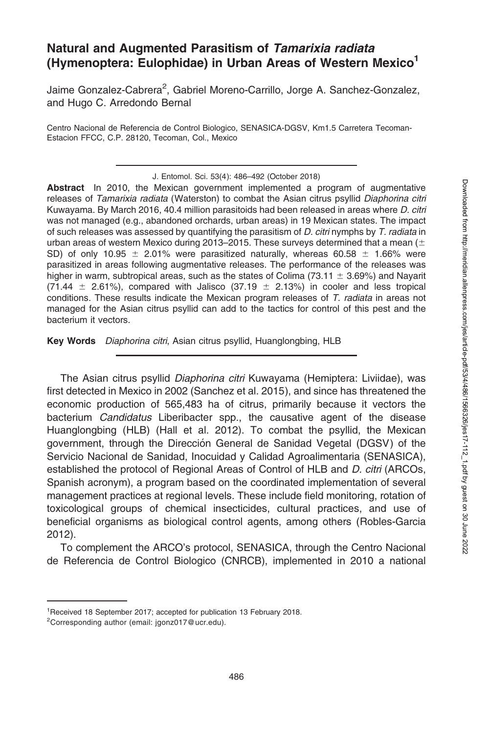# Natural and Augmented Parasitism of *Tamarixia radiata* (Hymenoptera: Eulophidae) in Urban Areas of Western Mexico[1]

Jaime Gonzalez-Cabrera[2], Gabriel Moreno-Carrillo, Jorge A. Sanchez-Gonzalez, and Hugo C. Arredondo Bernal

Centro Nacional de Referencia de Control Biologico, SENASICA-DGSV, Km1.5 Carretera Tecoman-Estacion FFCC, C.P. 28120, Tecoman, Col., Mexico

J. Entomol. Sci. 53(4): 486–492 (October 2018)

**Abstract** In 2010, the Mexican government implemented a program of augmentative releases of *Tamarixia radiata* (Waterston) to combat the Asian citrus psyllid *Diaphorina citri* Kuwayama. By March 2016, 40.4 million parasitoids had been released in areas where *D. citri* was not managed (e.g., abandoned orchards, urban areas) in 19 Mexican states. The impact of such releases was assessed by quantifying the parasitism of *D. citri* nymphs by *T. radiata* in urban areas of western Mexico during 2013–2015. These surveys determined that a mean ($\pm$ SD) of only 10.95 $\pm$ 2.01% were parasitized naturally, whereas 60.58 $\pm$ 1.66% were parasitized in areas following augmentative releases. The performance of the releases was higher in warm, subtropical areas, such as the states of Colima (73.11 $\pm$ 3.69%) and Nayarit (71.44 $\pm$ 2.61%), compared with Jalisco (37.19 $\pm$ 2.13%) in cooler and less tropical conditions. These results indicate the Mexican program releases of *T. radiata* in areas not managed for the Asian citrus psyllid can add to the tactics for control of this pest and the bacterium it vectors.

**Key Words** *Diaphorina citri*, Asian citrus psyllid, Huanglongbing, HLB

The Asian citrus psyllid *Diaphorina citri* Kuwayama (Hemiptera: Liviidae), was first detected in Mexico in 2002 (Sanchez et al. 2015), and since has threatened the economic production of 565,483 ha of citrus, primarily because it vectors the bacterium *Candidatus* Liberibacter spp., the causative agent of the disease Huanglongbing (HLB) (Hall et al. 2012). To combat the psyllid, the Mexican government, through the Dirección General de Sanidad Vegetal (DGSV) of the Servicio Nacional de Sanidad, Inocuidad y Calidad Agroalimentaria (SENASICA), established the protocol of Regional Areas of Control of HLB and *D. citri* (ARCOs, Spanish acronym), a program based on the coordinated implementation of several management practices at regional levels. These include field monitoring, rotation of toxicological groups of chemical insecticides, cultural practices, and use of beneficial organisms as biological control agents, among others (Robles-Garcia 2012).

To complement the ARCO's protocol, SENASICA, through the Centro Nacional de Referencia de Control Biologico (CNRCB), implemented in 2010 a national

[1] Received 18 September 2017; accepted for publication 13 February 2018.

[2] Corresponding author (email: jgonz017@ucr.edu).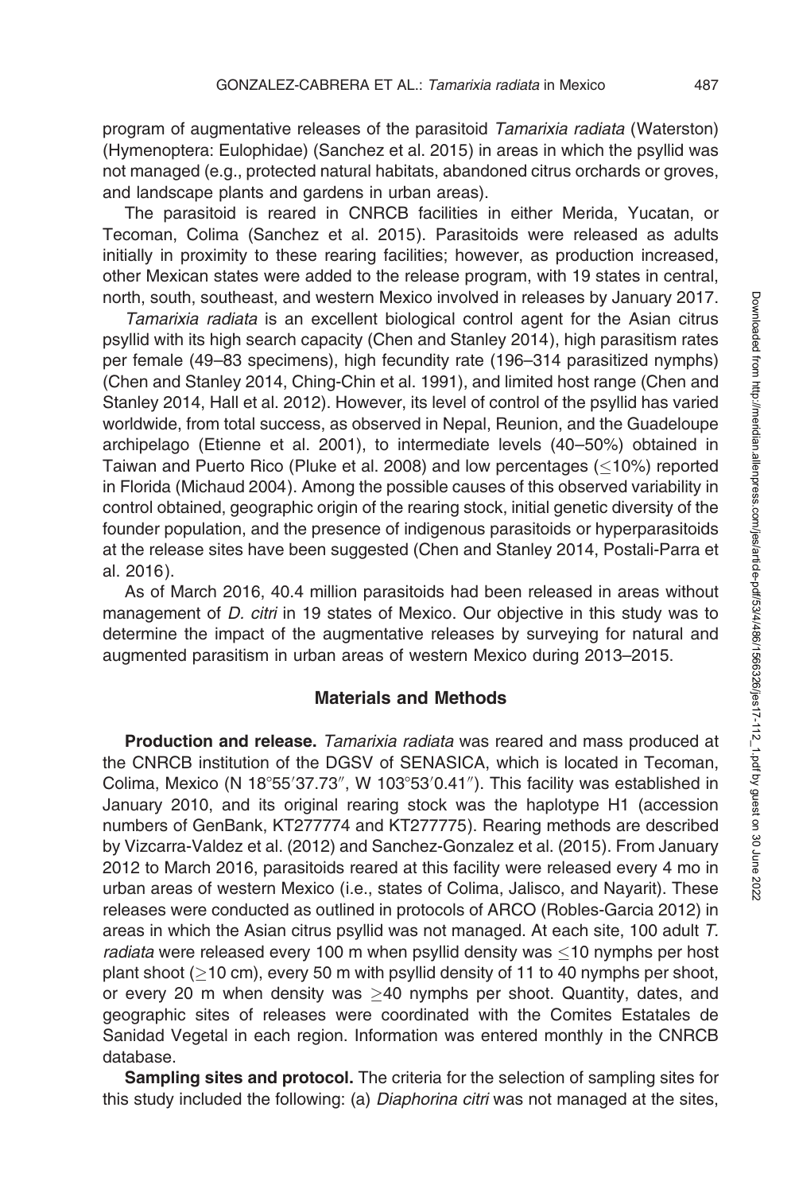program of augmentative releases of the parasitoid *Tamarixia radiata* (Waterston) (Hymenoptera: Eulophidae) (Sanchez et al. 2015) in areas in which the psyllid was not managed (e.g., protected natural habitats, abandoned citrus orchards or groves, and landscape plants and gardens in urban areas).

The parasitoid is reared in CNRCB facilities in either Merida, Yucatan, or Tecoman, Colima (Sanchez et al. 2015). Parasitoids were released as adults initially in proximity to these rearing facilities; however, as production increased, other Mexican states were added to the release program, with 19 states in central, north, south, southeast, and western Mexico involved in releases by January 2017.

*Tamarixia radiata* is an excellent biological control agent for the Asian citrus psyllid with its high search capacity (Chen and Stanley 2014), high parasitism rates per female (49–83 specimens), high fecundity rate (196–314 parasitized nymphs) (Chen and Stanley 2014, Ching-Chin et al. 1991), and limited host range (Chen and Stanley 2014, Hall et al. 2012). However, its level of control of the psyllid has varied worldwide, from total success, as observed in Nepal, Reunion, and the Guadeloupe archipelago (Etienne et al. 2001), to intermediate levels (40–50%) obtained in Taiwan and Puerto Rico (Pluke et al. 2008) and low percentages (≤10%) reported in Florida (Michaud 2004). Among the possible causes of this observed variability in control obtained, geographic origin of the rearing stock, initial genetic diversity of the founder population, and the presence of indigenous parasitoids or hyperparasitoids at the release sites have been suggested (Chen and Stanley 2014, Postali-Parra et al. 2016).

As of March 2016, 40.4 million parasitoids had been released in areas without management of *D. citri* in 19 states of Mexico. Our objective in this study was to determine the impact of the augmentative releases by surveying for natural and augmented parasitism in urban areas of western Mexico during 2013–2015.

## Materials and Methods

**Production and release.** *Tamarixia radiata* was reared and mass produced at the CNRCB institution of the DGSV of SENASICA, which is located in Tecoman, Colima, Mexico (N 18°55′37.73″, W 103°53′0.41″). This facility was established in January 2010, and its original rearing stock was the haplotype H1 (accession numbers of GenBank, KT277774 and KT277775). Rearing methods are described by Vizcarra-Valdez et al. (2012) and Sanchez-Gonzalez et al. (2015). From January 2012 to March 2016, parasitoids reared at this facility were released every 4 mo in urban areas of western Mexico (i.e., states of Colima, Jalisco, and Nayarit). These releases were conducted as outlined in protocols of ARCO (Robles-Garcia 2012) in areas in which the Asian citrus psyllid was not managed. At each site, 100 adult *T. radiata* were released every 100 m when psyllid density was ≤10 nymphs per host plant shoot (≥10 cm), every 50 m with psyllid density of 11 to 40 nymphs per shoot, or every 20 m when density was ≥40 nymphs per shoot. Quantity, dates, and geographic sites of releases were coordinated with the Comites Estatales de Sanidad Vegetal in each region. Information was entered monthly in the CNRCB database.

**Sampling sites and protocol.** The criteria for the selection of sampling sites for this study included the following: (a) *Diaphorina citri* was not managed at the sites,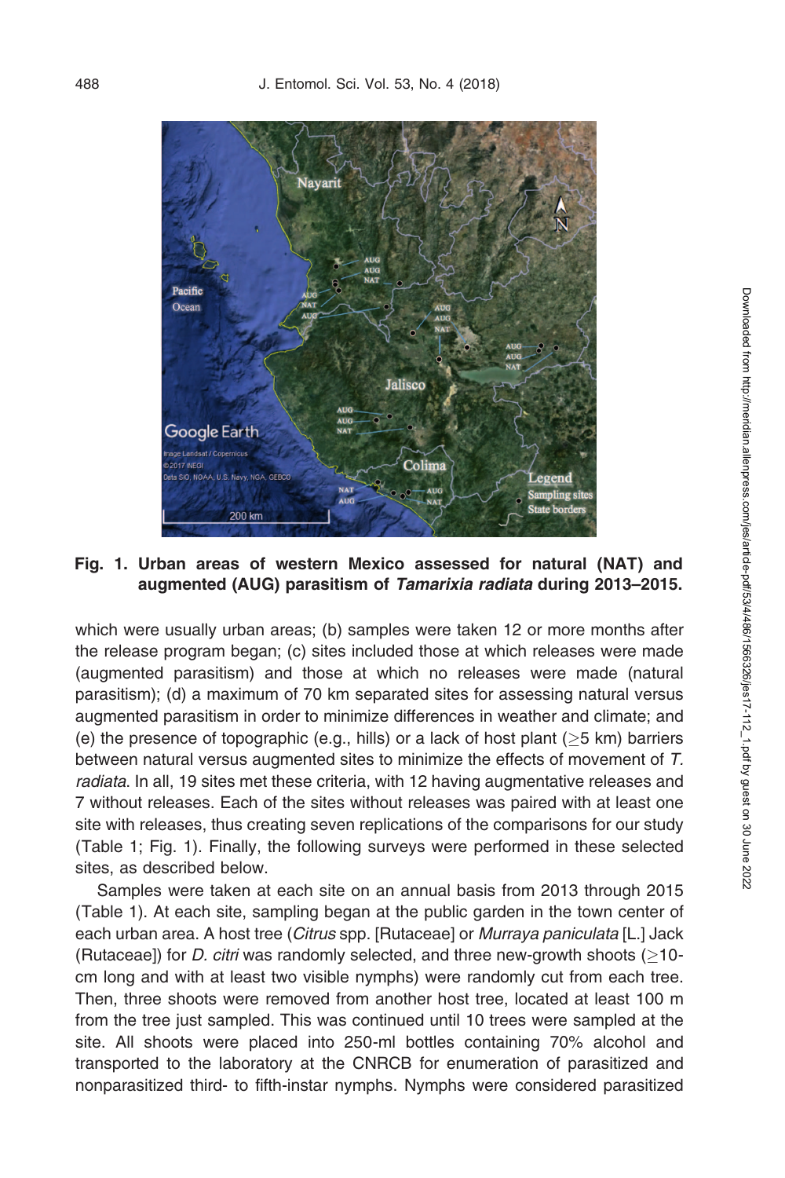Fig. 1. Urban areas of western Mexico assessed for natural (NAT) and augmented (AUG) parasitism of *Tamarixia radiata* during 2013–2015.

which were usually urban areas; (b) samples were taken 12 or more months after the release program began; (c) sites included those at which releases were made (augmented parasitism) and those at which no releases were made (natural parasitism); (d) a maximum of 70 km separated sites for assessing natural versus augmented parasitism in order to minimize differences in weather and climate; and (e) the presence of topographic (e.g., hills) or a lack of host plant (≥5 km) barriers between natural versus augmented sites to minimize the effects of movement of *T. radiata*. In all, 19 sites met these criteria, with 12 having augmentative releases and 7 without releases. Each of the sites without releases was paired with at least one site with releases, thus creating seven replications of the comparisons for our study (Table 1; Fig. 1). Finally, the following surveys were performed in these selected sites, as described below.

Samples were taken at each site on an annual basis from 2013 through 2015 (Table 1). At each site, sampling began at the public garden in the town center of each urban area. A host tree (*Citrus* spp. [Rutaceae] or *Murraya paniculata* [L.] Jack (Rutaceae]) for *D. citri* was randomly selected, and three new-growth shoots (≥10-cm long and with at least two visible nymphs) were randomly cut from each tree. Then, three shoots were removed from another host tree, located at least 100 m from the tree just sampled. This was continued until 10 trees were sampled at the site. All shoots were placed into 250-ml bottles containing 70% alcohol and transported to the laboratory at the CNRCB for enumeration of parasitized and nonparasitized third- to fifth-instar nymphs. Nymphs were considered parasitized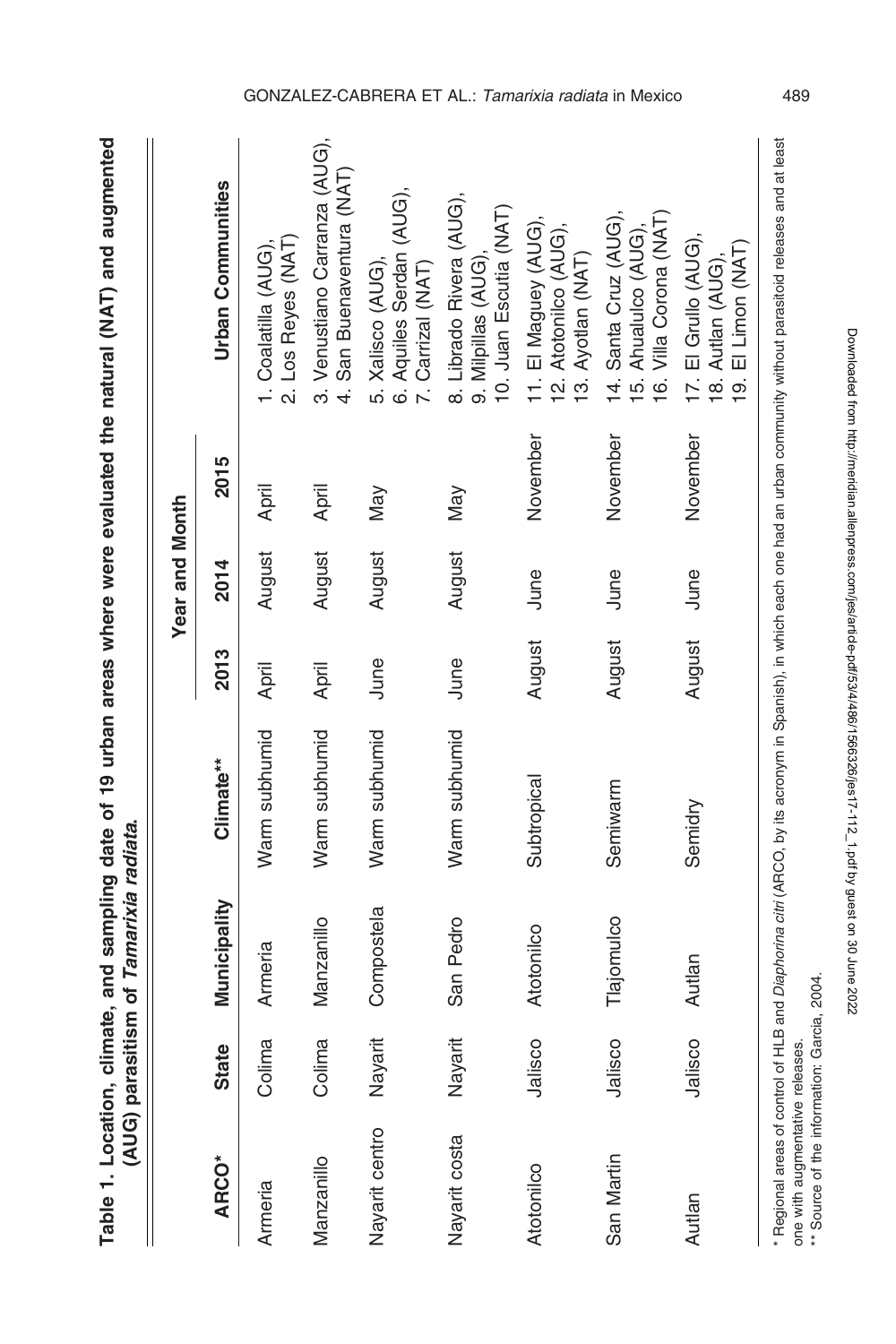**Table 1. Location, climate, and sampling date of 19 urban areas where were evaluated the natural (NAT) and augmented (AUG) parasitism of *Tamarixia radiata*.**

| ARCO* | State | Municipality | Climate** | Year and Month | | | Urban Communities |
|---|---|---|---|---|---|---|---|
| | | | | 2013 | 2014 | 2015 | |
| Armeria | Colima | Armeria | Warm subhumid | April | August | April | 1. Coalatilla (AUG), 2. Los Reyes (NAT) |
| Manzanillo | Colima | Manzanillo | Warm subhumid | April | August | April | 3. Venustiano Carranza (AUG), 4. San Buenaventura (NAT) |
| Nayarit centro | Nayarit | Compostela | Warm subhumid | June | August | May | 5. Xalisco (AUG), 6. Aquiles Serdan (AUG), 7. Carrizal (NAT) |
| Nayarit costa | Nayarit | San Pedro | Warm subhumid | June | August | May | 8. Librado Rivera (AUG), 9. Milpillas (AUG), 10. Juan Escutia (NAT) |
| Atotonilco | Jalisco | Atotonilco | Subtropical | August | June | November | 11. El Maguey (AUG), 12. Atotonilco (AUG), 13. Ayotlan (NAT) |
| San Martin | Jalisco | Tlajomulco | Semiwarm | August | June | November | 14. Santa Cruz (AUG), 15. Ahualulco (AUG), 16. Villa Corona (NAT) |
| Autlan | Jalisco | Autlan | Semidry | August | June | November | 17. El Grullo (AUG), 18. Autlan (AUG), 19. El Limon (NAT) |

\* Regional areas of control of HLB and *Diaphorina citri* (ARCO, by its acronym in Spanish), in which each one had an urban community without parasitoid releases and at least one with augmentative releases.

\*\* Source of the information: Garcia, 2004.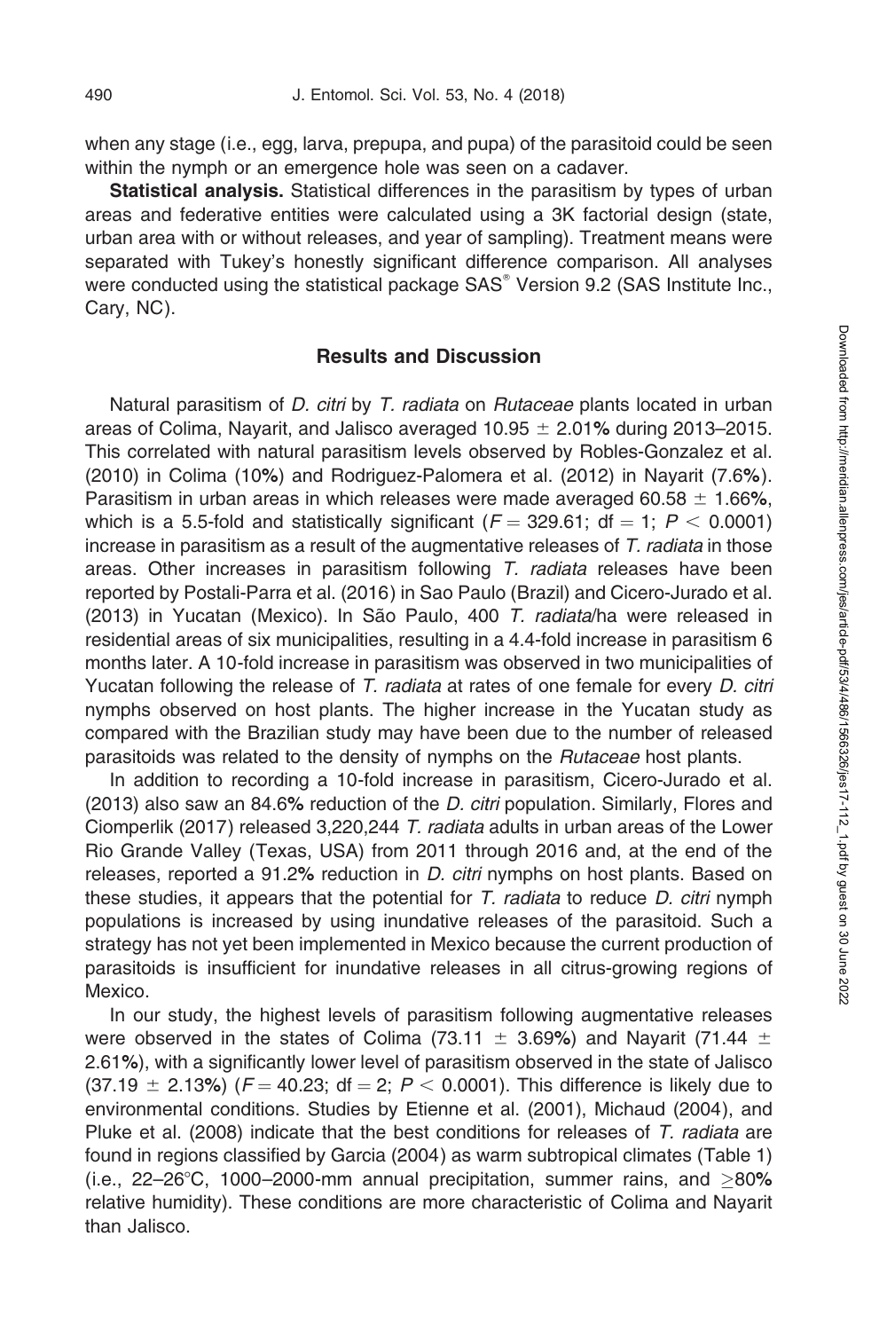when any stage (i.e., egg, larva, prepupa, and pupa) of the parasitoid could be seen within the nymph or an emergence hole was seen on a cadaver.

**Statistical analysis.** Statistical differences in the parasitism by types of urban areas and federative entities were calculated using a 3K factorial design (state, urban area with or without releases, and year of sampling). Treatment means were separated with Tukey's honestly significant difference comparison. All analyses were conducted using the statistical package SAS® Version 9.2 (SAS Institute Inc., Cary, NC).

## Results and Discussion

Natural parasitism of *D. citri* by *T. radiata* on *Rutaceae* plants located in urban areas of Colima, Nayarit, and Jalisco averaged 10.95 ± 2.01% during 2013–2015. This correlated with natural parasitism levels observed by Robles-Gonzalez et al. (2010) in Colima (10%) and Rodriguez-Palomera et al. (2012) in Nayarit (7.6%). Parasitism in urban areas in which releases were made averaged 60.58 ± 1.66%, which is a 5.5-fold and statistically significant ($F = 329.61$; df = 1; $P < 0.0001$) increase in parasitism as a result of the augmentative releases of *T. radiata* in those areas. Other increases in parasitism following *T. radiata* releases have been reported by Postali-Parra et al. (2016) in Sao Paulo (Brazil) and Cicero-Jurado et al. (2013) in Yucatan (Mexico). In São Paulo, 400 *T. radiata*/ha were released in residential areas of six municipalities, resulting in a 4.4-fold increase in parasitism 6 months later. A 10-fold increase in parasitism was observed in two municipalities of Yucatan following the release of *T. radiata* at rates of one female for every *D. citri* nymphs observed on host plants. The higher increase in the Yucatan study as compared with the Brazilian study may have been due to the number of released parasitoids was related to the density of nymphs on the *Rutaceae* host plants.

In addition to recording a 10-fold increase in parasitism, Cicero-Jurado et al. (2013) also saw an 84.6% reduction of the *D. citri* population. Similarly, Flores and Ciomperlik (2017) released 3,220,244 *T. radiata* adults in urban areas of the Lower Rio Grande Valley (Texas, USA) from 2011 through 2016 and, at the end of the releases, reported a 91.2% reduction in *D. citri* nymphs on host plants. Based on these studies, it appears that the potential for *T. radiata* to reduce *D. citri* nymph populations is increased by using inundative releases of the parasitoid. Such a strategy has not yet been implemented in Mexico because the current production of parasitoids is insufficient for inundative releases in all citrus-growing regions of Mexico.

In our study, the highest levels of parasitism following augmentative releases were observed in the states of Colima (73.11 ± 3.69%) and Nayarit (71.44 ± 2.61%), with a significantly lower level of parasitism observed in the state of Jalisco (37.19 ± 2.13%) ($F = 40.23$; df = 2; $P < 0.0001$). This difference is likely due to environmental conditions. Studies by Etienne et al. (2001), Michaud (2004), and Pluke et al. (2008) indicate that the best conditions for releases of *T. radiata* are found in regions classified by Garcia (2004) as warm subtropical climates (Table 1) (i.e., 22–26°C, 1000–2000-mm annual precipitation, summer rains, and ≥80% relative humidity). These conditions are more characteristic of Colima and Nayarit than Jalisco.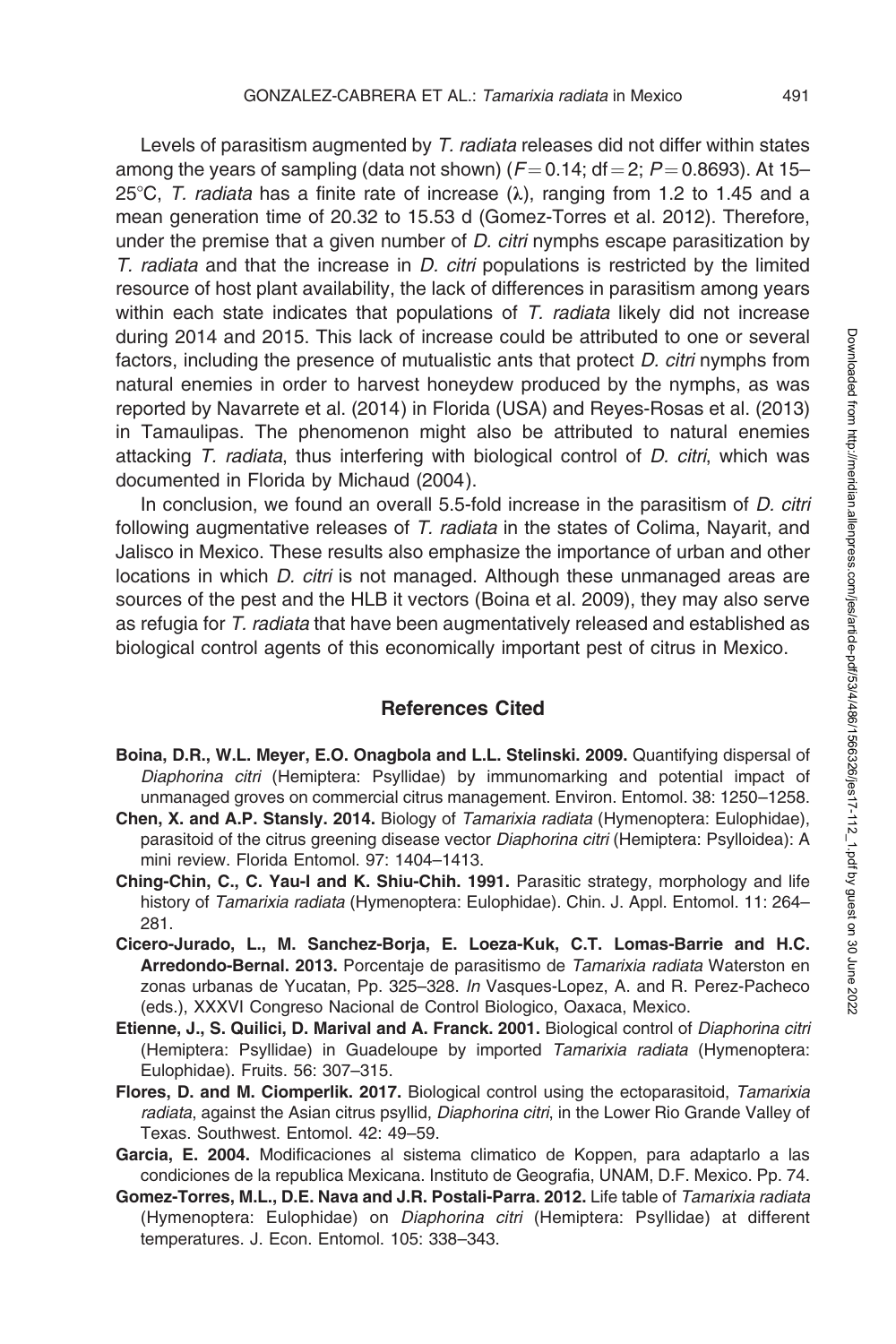Levels of parasitism augmented by *T. radiata* releases did not differ within states among the years of sampling (data not shown) ($F = 0.14$; $df = 2$; $P = 0.8693$). At 15–25°C, *T. radiata* has a finite rate of increase ($\lambda$), ranging from 1.2 to 1.45 and a mean generation time of 20.32 to 15.53 d (Gomez-Torres et al. 2012). Therefore, under the premise that a given number of *D. citri* nymphs escape parasitization by *T. radiata* and that the increase in *D. citri* populations is restricted by the limited resource of host plant availability, the lack of differences in parasitism among years within each state indicates that populations of *T. radiata* likely did not increase during 2014 and 2015. This lack of increase could be attributed to one or several factors, including the presence of mutualistic ants that protect *D. citri* nymphs from natural enemies in order to harvest honeydew produced by the nymphs, as was reported by Navarrete et al. (2014) in Florida (USA) and Reyes-Rosas et al. (2013) in Tamaulipas. The phenomenon might also be attributed to natural enemies attacking *T. radiata*, thus interfering with biological control of *D. citri*, which was documented in Florida by Michaud (2004).

In conclusion, we found an overall 5.5-fold increase in the parasitism of *D. citri* following augmentative releases of *T. radiata* in the states of Colima, Nayarit, and Jalisco in Mexico. These results also emphasize the importance of urban and other locations in which *D. citri* is not managed. Although these unmanaged areas are sources of the pest and the HLB it vectors (Boina et al. 2009), they may also serve as refugia for *T. radiata* that have been augmentatively released and established as biological control agents of this economically important pest of citrus in Mexico.

## References Cited

**Boina, D.R., W.L. Meyer, E.O. Onagbola and L.L. Stelinski. 2009.** Quantifying dispersal of *Diaphorina citri* (Hemiptera: Psyllidae) by immunomarking and potential impact of unmanaged groves on commercial citrus management. Environ. Entomol. 38: 1250–1258.

**Chen, X. and A.P. Stansly. 2014.** Biology of *Tamarixia radiata* (Hymenoptera: Eulophidae), parasitoid of the citrus greening disease vector *Diaphorina citri* (Hemiptera: Psylloidea): A mini review. Florida Entomol. 97: 1404–1413.

**Ching-Chin, C., C. Yau-I and K. Shiu-Chih. 1991.** Parasitic strategy, morphology and life history of *Tamarixia radiata* (Hymenoptera: Eulophidae). Chin. J. Appl. Entomol. 11: 264–281.

**Cicero-Jurado, L., M. Sanchez-Borja, E. Loeza-Kuk, C.T. Lomas-Barrie and H.C. Arredondo-Bernal. 2013.** Porcentaje de parasitismo de *Tamarixia radiata* Waterston en zonas urbanas de Yucatan, Pp. 325–328. *In* Vasques-Lopez, A. and R. Perez-Pacheco (eds.), XXXVI Congreso Nacional de Control Biologico, Oaxaca, Mexico.

**Etienne, J., S. Quilici, D. Marival and A. Franck. 2001.** Biological control of *Diaphorina citri* (Hemiptera: Psyllidae) in Guadeloupe by imported *Tamarixia radiata* (Hymenoptera: Eulophidae). Fruits. 56: 307–315.

**Flores, D. and M. Ciomperlik. 2017.** Biological control using the ectoparasitoid, *Tamarixia radiata*, against the Asian citrus psyllid, *Diaphorina citri*, in the Lower Rio Grande Valley of Texas. Southwest. Entomol. 42: 49–59.

**Garcia, E. 2004.** Modificaciones al sistema climatico de Koppen, para adaptarlo a las condiciones de la republica Mexicana. Instituto de Geografia, UNAM, D.F. Mexico. Pp. 74.

**Gomez-Torres, M.L., D.E. Nava and J.R. Postali-Parra. 2012.** Life table of *Tamarixia radiata* (Hymenoptera: Eulophidae) on *Diaphorina citri* (Hemiptera: Psyllidae) at different temperatures. J. Econ. Entomol. 105: 338–343.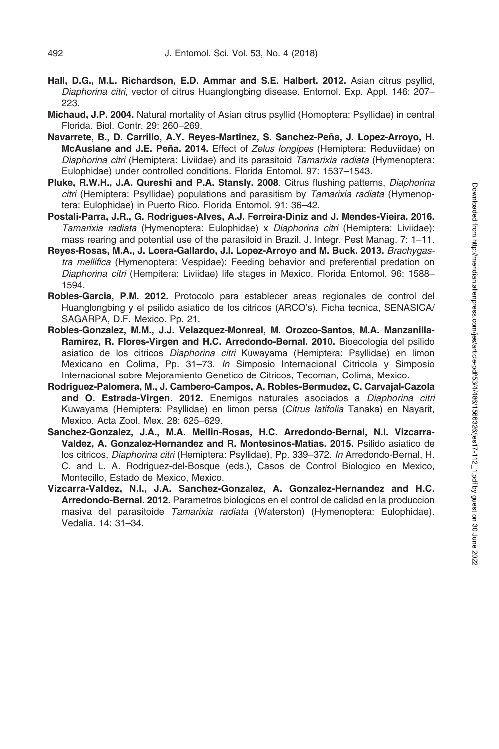**Hall, D.G., M.L. Richardson, E.D. Ammar and S.E. Halbert. 2012.** Asian citrus psyllid, *Diaphorina citri*, vector of citrus Huanglongbing disease. Entomol. Exp. Appl. 146: 207–223.

**Michaud, J.P. 2004.** Natural mortality of Asian citrus psyllid (Homoptera: Psyllidae) in central Florida. Biol. Contr. 29: 260–269.

**Navarrete, B., D. Carrillo, A.Y. Reyes-Martinez, S. Sanchez-Peña, J. Lopez-Arroyo, H. McAuslane and J.E. Peña. 2014.** Effect of *Zelus longipes* (Hemiptera: Reduviidae) on *Diaphorina citri* (Hemiptera: Liviidae) and its parasitoid *Tamarixia radiata* (Hymenoptera: Eulophidae) under controlled conditions. Florida Entomol. 97: 1537–1543.

**Pluke, R.W.H., J.A. Qureshi and P.A. Stansly. 2008**. Citrus flushing patterns, *Diaphorina citri* (Hemiptera: Psyllidae) populations and parasitism by *Tamarixia radiata* (Hymenoptera: Eulophidae) in Puerto Rico. Florida Entomol. 91: 36–42.

**Postali-Parra, J.R., G. Rodrigues-Alves, A.J. Ferreira-Diniz and J. Mendes-Vieira. 2016.** *Tamarixia radiata* (Hymenoptera: Eulophidae) x *Diaphorina citri* (Hemiptera: Liviidae): mass rearing and potential use of the parasitoid in Brazil. J. Integr. Pest Manag. 7: 1–11.

**Reyes-Rosas, M.A., J. Loera-Gallardo, J.I. Lopez-Arroyo and M. Buck. 2013.** *Brachygastra mellifica* (Hymenoptera: Vespidae): Feeding behavior and preferential predation on *Diaphorina citri* (Hempitera: Liviidae) life stages in Mexico. Florida Entomol. 96: 1588–1594.

**Robles-Garcia, P.M. 2012.** Protocolo para establecer areas regionales de control del Huanglongbing y el psilido asiatico de los citricos (ARCO's). Ficha tecnica, SENASICA/SAGARPA, D.F. Mexico. Pp. 21.

**Robles-Gonzalez, M.M., J.J. Velazquez-Monreal, M. Orozco-Santos, M.A. Manzanilla-Ramirez, R. Flores-Virgen and H.C. Arredondo-Bernal. 2010.** Bioecologia del psilido asiatico de los citricos *Diaphorina citri* Kuwayama (Hemiptera: Psyllidae) en limon Mexicano en Colima, Pp. 31–73. *In* Simposio Internacional Citricola y Simposio Internacional sobre Mejoramiento Genetico de Citricos, Tecoman, Colima, Mexico.

**Rodriguez-Palomera, M., J. Cambero-Campos, A. Robles-Bermudez, C. Carvajal-Cazola and O. Estrada-Virgen. 2012.** Enemigos naturales asociados a *Diaphorina citri* Kuwayama (Hemiptera: Psyllidae) en limon persa (*Citrus latifolia* Tanaka) en Nayarit, Mexico. Acta Zool. Mex. 28: 625–629.

**Sanchez-Gonzalez, J.A., M.A. Mellin-Rosas, H.C. Arredondo-Bernal, N.I. Vizcarra-Valdez, A. Gonzalez-Hernandez and R. Montesinos-Matias. 2015.** Psilido asiatico de los citricos, *Diaphorina citri* (Hemiptera: Psyllidae), Pp. 339–372. *In* Arredondo-Bernal, H. C. and L. A. Rodriguez-del-Bosque (eds.), Casos de Control Biologico en Mexico, Montecillo, Estado de Mexico, Mexico.

**Vizcarra-Valdez, N.I., J.A. Sanchez-Gonzalez, A. Gonzalez-Hernandez and H.C. Arredondo-Bernal. 2012.** Parametros biologicos en el control de calidad en la produccion masiva del parasitoide *Tamarixia radiata* (Waterston) (Hymenoptera: Eulophidae). Vedalia. 14: 31–34.